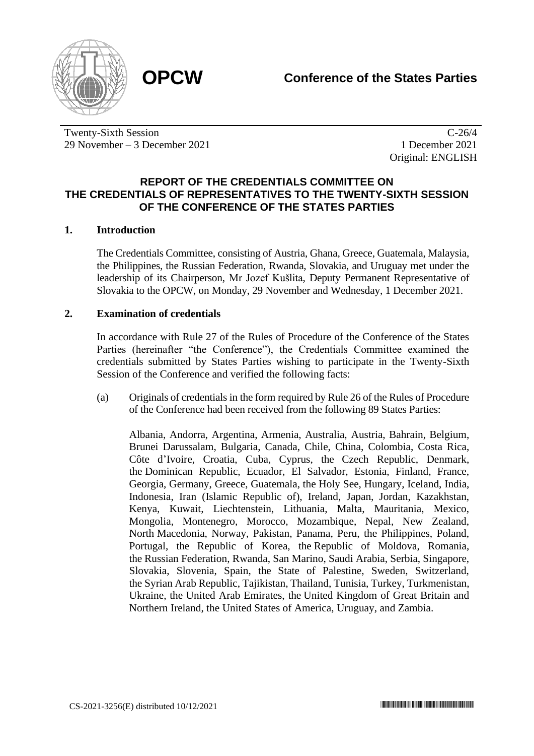**OPCW**

**Conference of the States Parties**

Twenty-Sixth Session
29 November – 3 December 2021

C-26/4
1 December 2021
Original: ENGLISH

## REPORT OF THE CREDENTIALS COMMITTEE ON THE CREDENTIALS OF REPRESENTATIVES TO THE TWENTY-SIXTH SESSION OF THE CONFERENCE OF THE STATES PARTIES

### 1. Introduction

The Credentials Committee, consisting of Austria, Ghana, Greece, Guatemala, Malaysia, the Philippines, the Russian Federation, Rwanda, Slovakia, and Uruguay met under the leadership of its Chairperson, Mr Jozef Kušlita, Deputy Permanent Representative of Slovakia to the OPCW, on Monday, 29 November and Wednesday, 1 December 2021.

### 2. Examination of credentials

In accordance with Rule 27 of the Rules of Procedure of the Conference of the States Parties (hereinafter "the Conference"), the Credentials Committee examined the credentials submitted by States Parties wishing to participate in the Twenty-Sixth Session of the Conference and verified the following facts:

(a) Originals of credentials in the form required by Rule 26 of the Rules of Procedure of the Conference had been received from the following 89 States Parties:

Albania, Andorra, Argentina, Armenia, Australia, Austria, Bahrain, Belgium, Brunei Darussalam, Bulgaria, Canada, Chile, China, Colombia, Costa Rica, Côte d'Ivoire, Croatia, Cuba, Cyprus, the Czech Republic, Denmark, the Dominican Republic, Ecuador, El Salvador, Estonia, Finland, France, Georgia, Germany, Greece, Guatemala, the Holy See, Hungary, Iceland, India, Indonesia, Iran (Islamic Republic of), Ireland, Japan, Jordan, Kazakhstan, Kenya, Kuwait, Liechtenstein, Lithuania, Malta, Mauritania, Mexico, Mongolia, Montenegro, Morocco, Mozambique, Nepal, New Zealand, North Macedonia, Norway, Pakistan, Panama, Peru, the Philippines, Poland, Portugal, the Republic of Korea, the Republic of Moldova, Romania, the Russian Federation, Rwanda, San Marino, Saudi Arabia, Serbia, Singapore, Slovakia, Slovenia, Spain, the State of Palestine, Sweden, Switzerland, the Syrian Arab Republic, Tajikistan, Thailand, Tunisia, Turkey, Turkmenistan, Ukraine, the United Arab Emirates, the United Kingdom of Great Britain and Northern Ireland, the United States of America, Uruguay, and Zambia.

CS-2021-3256(E) distributed 10/12/2021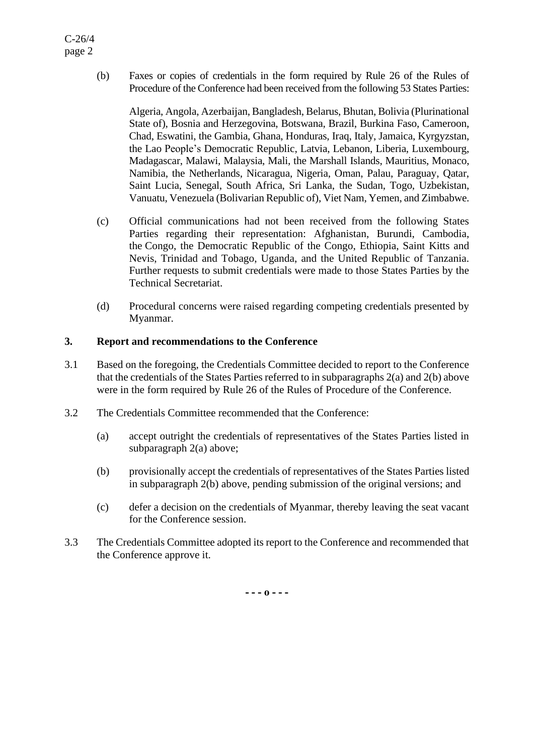(b) Faxes or copies of credentials in the form required by Rule 26 of the Rules of Procedure of the Conference had been received from the following 53 States Parties:

Algeria, Angola, Azerbaijan, Bangladesh, Belarus, Bhutan, Bolivia (Plurinational State of), Bosnia and Herzegovina, Botswana, Brazil, Burkina Faso, Cameroon, Chad, Eswatini, the Gambia, Ghana, Honduras, Iraq, Italy, Jamaica, Kyrgyzstan, the Lao People's Democratic Republic, Latvia, Lebanon, Liberia, Luxembourg, Madagascar, Malawi, Malaysia, Mali, the Marshall Islands, Mauritius, Monaco, Namibia, the Netherlands, Nicaragua, Nigeria, Oman, Palau, Paraguay, Qatar, Saint Lucia, Senegal, South Africa, Sri Lanka, the Sudan, Togo, Uzbekistan, Vanuatu, Venezuela (Bolivarian Republic of), Viet Nam, Yemen, and Zimbabwe.

(c) Official communications had not been received from the following States Parties regarding their representation: Afghanistan, Burundi, Cambodia, the Congo, the Democratic Republic of the Congo, Ethiopia, Saint Kitts and Nevis, Trinidad and Tobago, Uganda, and the United Republic of Tanzania. Further requests to submit credentials were made to those States Parties by the Technical Secretariat.

(d) Procedural concerns were raised regarding competing credentials presented by Myanmar.

## 3. Report and recommendations to the Conference

3.1 Based on the foregoing, the Credentials Committee decided to report to the Conference that the credentials of the States Parties referred to in subparagraphs 2(a) and 2(b) above were in the form required by Rule 26 of the Rules of Procedure of the Conference.

3.2 The Credentials Committee recommended that the Conference:

(a) accept outright the credentials of representatives of the States Parties listed in subparagraph 2(a) above;

(b) provisionally accept the credentials of representatives of the States Parties listed in subparagraph 2(b) above, pending submission of the original versions; and

(c) defer a decision on the credentials of Myanmar, thereby leaving the seat vacant for the Conference session.

3.3 The Credentials Committee adopted its report to the Conference and recommended that the Conference approve it.

- - - o - - -